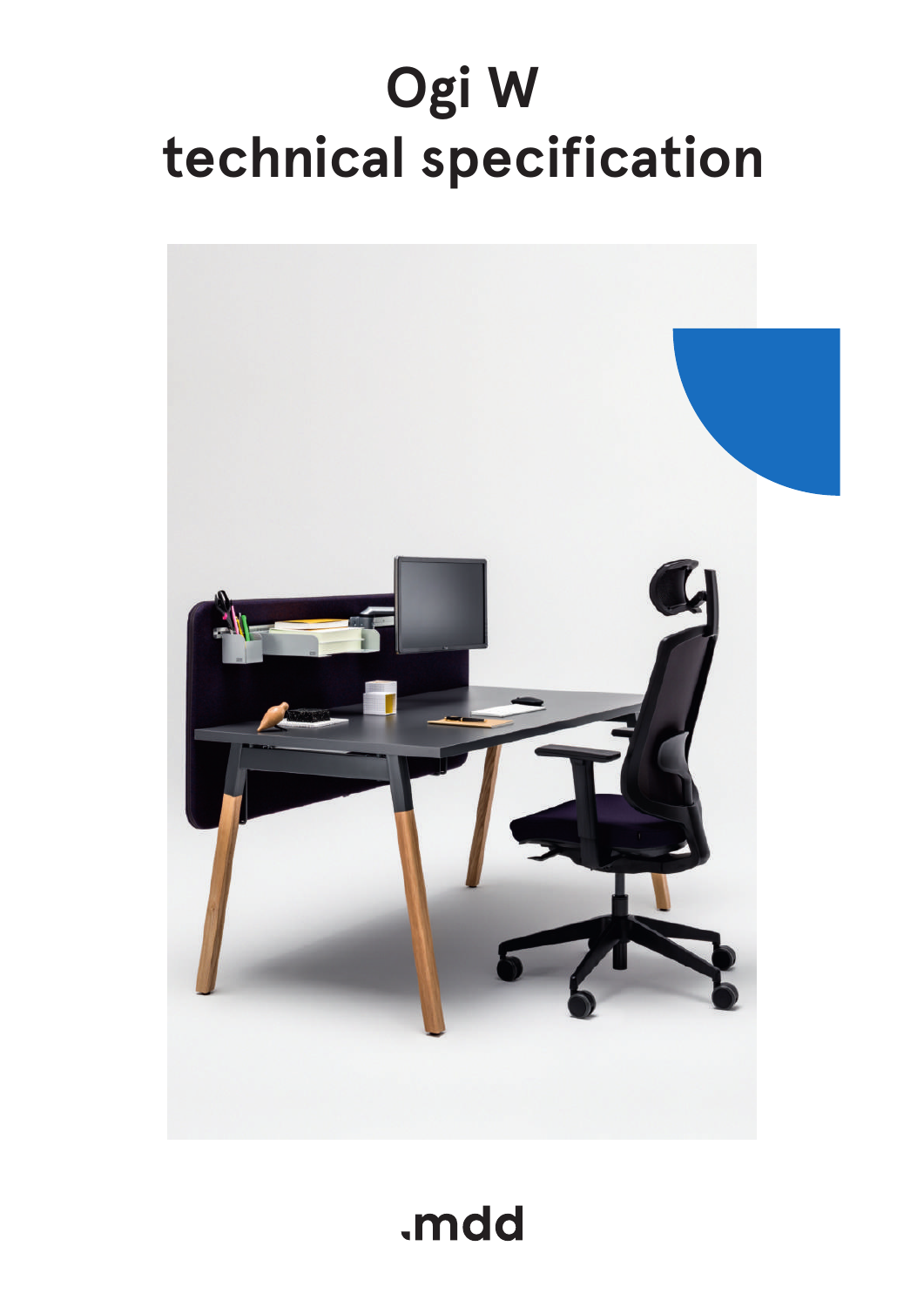# Ogi W technical specification

.mdd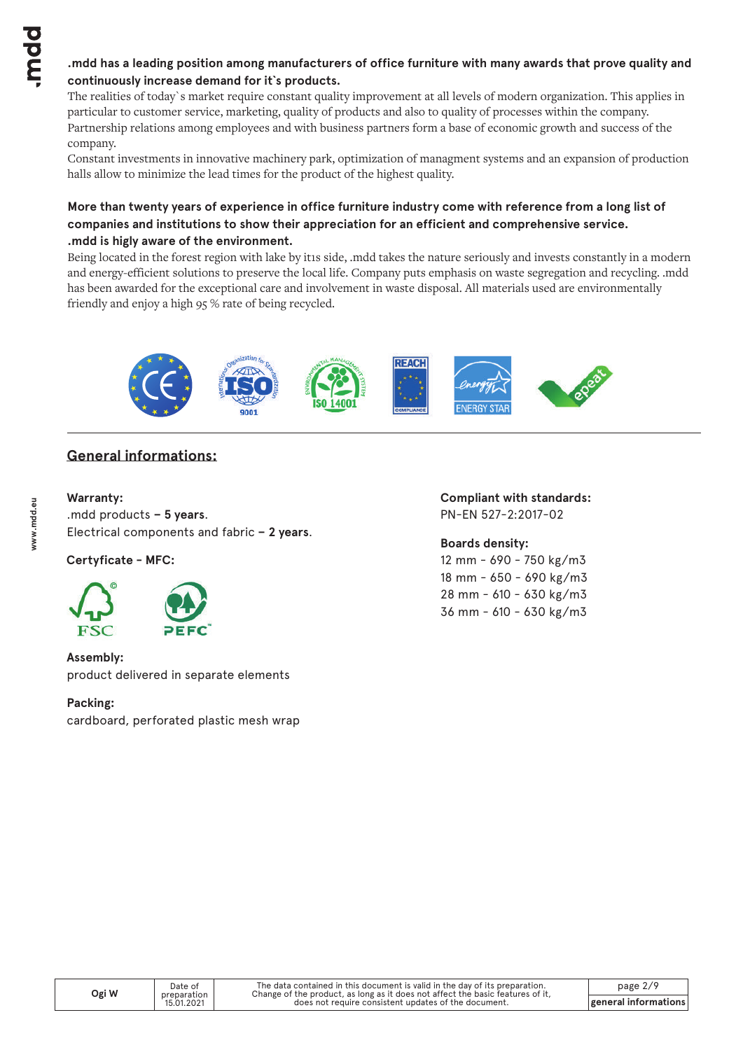**.mdd has a leading position among manufacturers of office furniture with many awards that prove quality and continuously increase demand for it`s products.**

The realities of today`s market require constant quality improvement at all levels of modern organization. This applies in particular to customer service, marketing, quality of products and also to quality of processes within the company. Partnership relations among employees and with business partners form a base of economic growth and success of the company.

Constant investments in innovative machinery park, optimization of managment systems and an expansion of production halls allow to minimize the lead times for the product of the highest quality.

**More than twenty years of experience in office furniture industry come with reference from a long list of companies and institutions to show their appreciation for an efficient and comprehensive service.**

**.mdd is higly aware of the environment.**

Being located in the forest region with lake by it1s side, .mdd takes the nature seriously and invests constantly in a modern and energy-efficient solutions to preserve the local life. Company puts emphasis on waste segregation and recycling. .mdd has been awarded for the exceptional care and involvement in waste disposal. All materials used are environmentally friendly and enjoy a high 95 % rate of being recycled.

## General informations:

**Warranty:**

.mdd products **– 5 years**.

Electrical components and fabric **– 2 years**.

**Certyficate - MFC:**

FSC PEFC

**Assembly:**

product delivered in separate elements

**Packing:**

cardboard, perforated plastic mesh wrap

**Compliant with standards:**

PN-EN 527-2:2017-02

**Boards density:**

12 mm - 690 - 750 kg/m3

18 mm - 650 - 690 kg/m3

28 mm - 610 - 630 kg/m3

36 mm - 610 - 630 kg/m3

| Ogi W | Date of preparation 15.01.2021 | The data contained in this document is valid in the day of its preparation. Change of the product, as long as it does not affect the basic features of it, does not require consistent updates of the document. | general informations |
|---|---|---|---|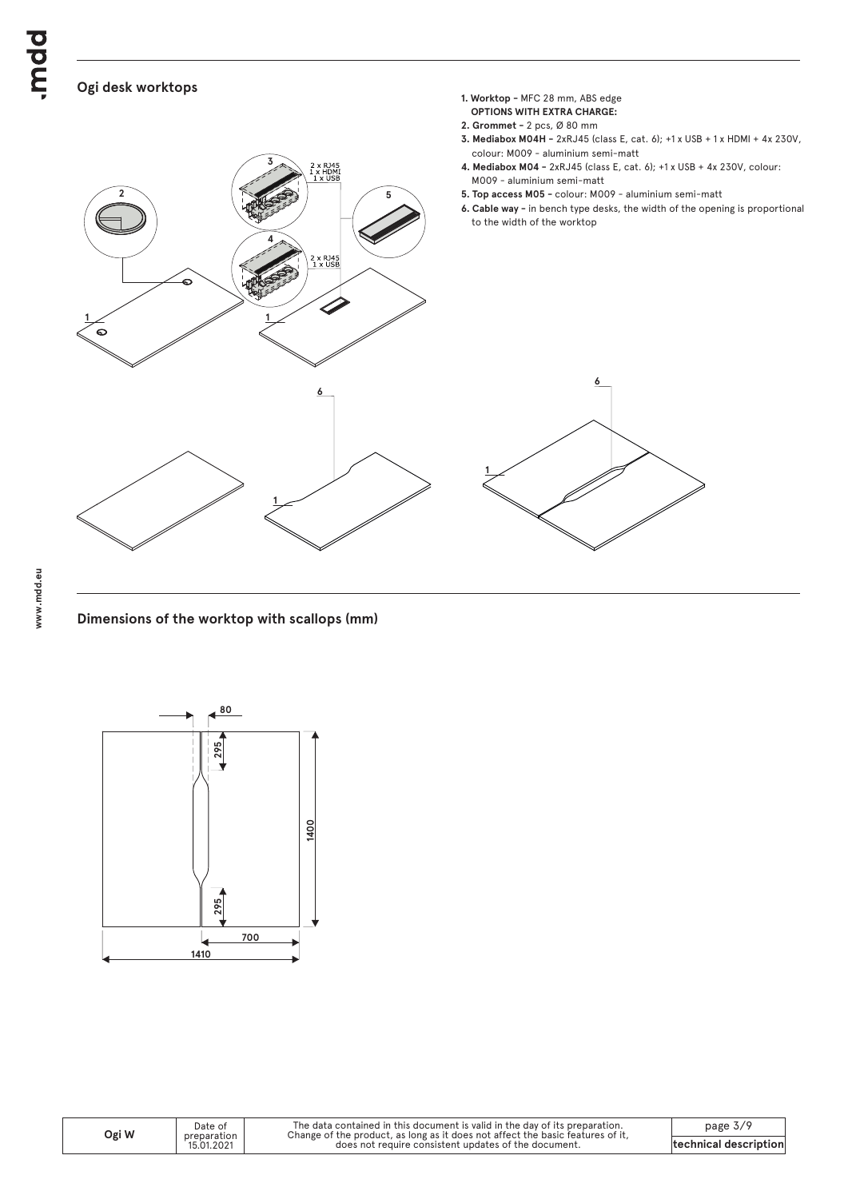## Ogi desk worktops

1. **Worktop –** MFC 28 mm, ABS edge
   **OPTIONS WITH EXTRA CHARGE:**
2. **Grommet –** 2 pcs, Ø 80 mm
3. **Mediabox M04H –** 2xRJ45 (class E, cat. 6); +1 x USB + 1 x HDMI + 4x 230V, colour: M009 – aluminium semi-matt
4. **Mediabox M04 –** 2xRJ45 (class E, cat. 6); +1 x USB + 4x 230V, colour: M009 – aluminium semi-matt
5. **Top access M05 –** colour: M009 – aluminium semi-matt
6. **Cable way –** in bench type desks, the width of the opening is proportional to the width of the worktop

## Dimensions of the worktop with scallops (mm)

| Ogi W | Date of preparation 15.01.2021 | The data contained in this document is valid in the day of its preparation. Change of the product, as long as it does not affect the basic features of it, does not require consistent updates of the document. | technical description |
|---|---|---|---|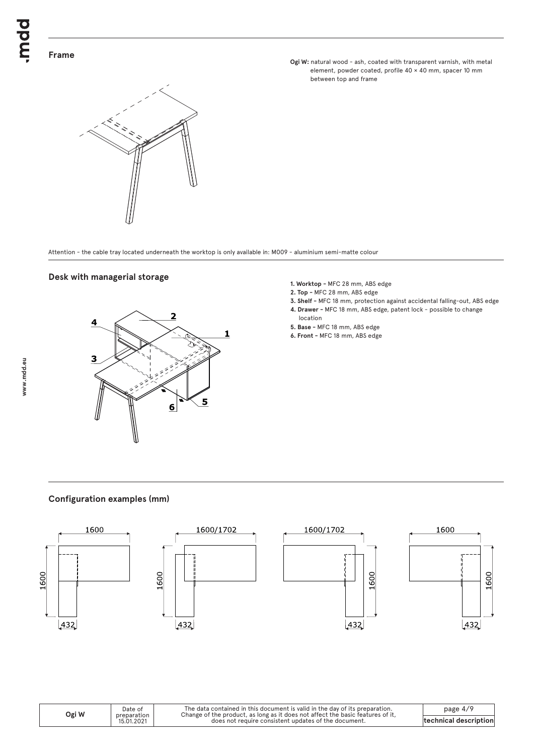## Frame

**Ogi W:** natural wood - ash, coated with transparent varnish, with metal element, powder coated, profile 40 × 40 mm, spacer 10 mm between top and frame

Attention - the cable tray located underneath the worktop is only available in: M009 - aluminium semi-matte colour

## Desk with managerial storage

1. **Worktop –** MFC 28 mm, ABS edge
2. **Top –** MFC 28 mm, ABS edge
3. **Shelf –** MFC 18 mm, protection against accidental falling-out, ABS edge
4. **Drawer –** MFC 18 mm, ABS edge, patent lock - possible to change location
5. **Base –** MFC 18 mm, ABS edge
6. **Front –** MFC 18 mm, ABS edge

## Configuration examples (mm)

1600 × 1600, 432

1600/1702 × 1600, 432

1600/1702 × 1600, 432

1600 × 1600, 432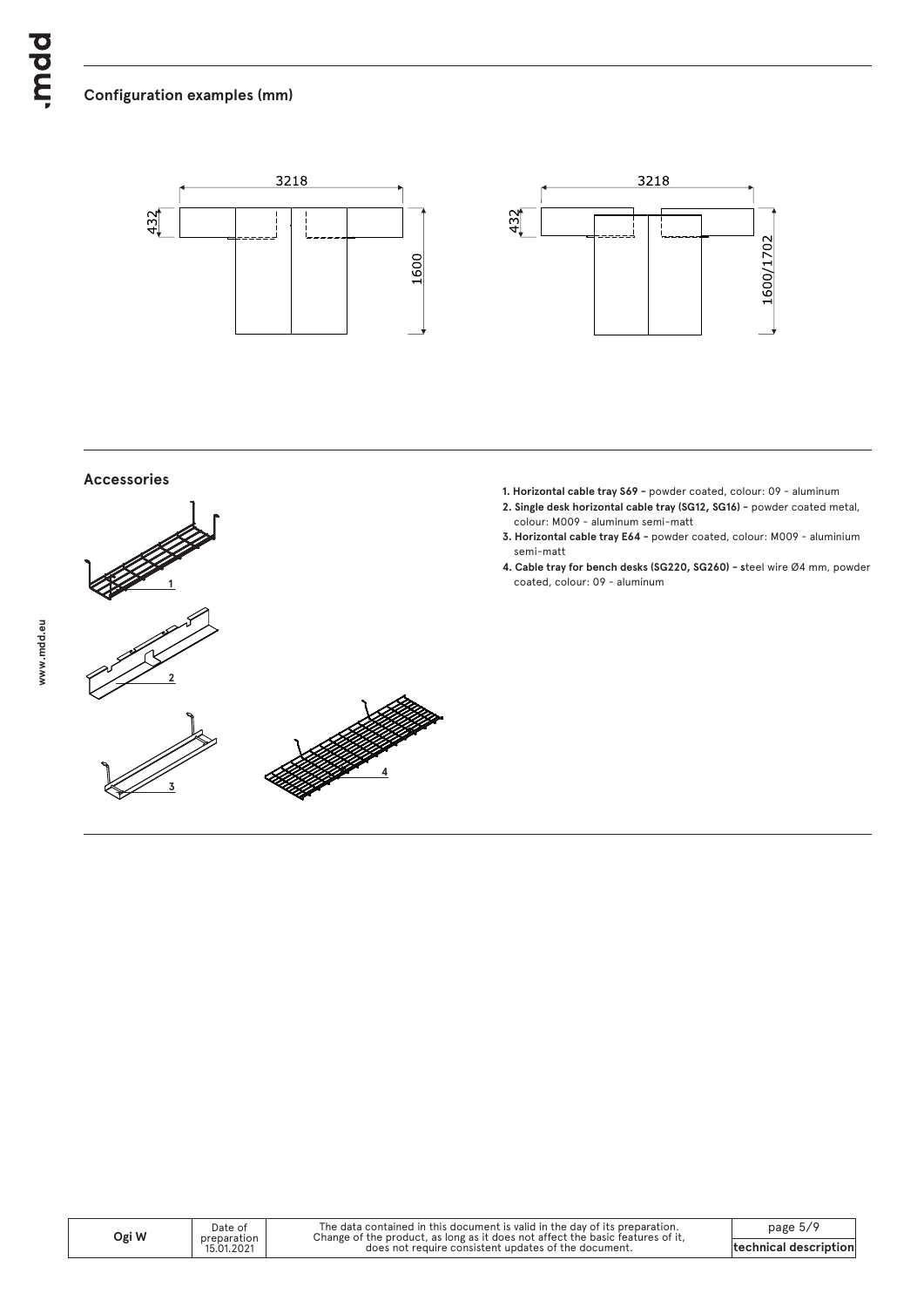## Configuration examples (mm)

## Accessories

1. **Horizontal cable tray S69 –** powder coated, colour: 09 – aluminum
2. **Single desk horizontal cable tray (SG12, SG16) –** powder coated metal, colour: M009 – aluminum semi-matt
3. **Horizontal cable tray E64 –** powder coated, colour: M009 – aluminium semi-matt
4. **Cable tray for bench desks (SG220, SG260) – s**teel wire Ø4 mm, powder coated, colour: 09 – aluminum

| Ogi W | Date of preparation 15.01.2021 | The data contained in this document is valid in the day of its preparation. Change of the product, as long as it does not affect the basic features of it, does not require consistent updates of the document. | technical description |
|---|---|---|---|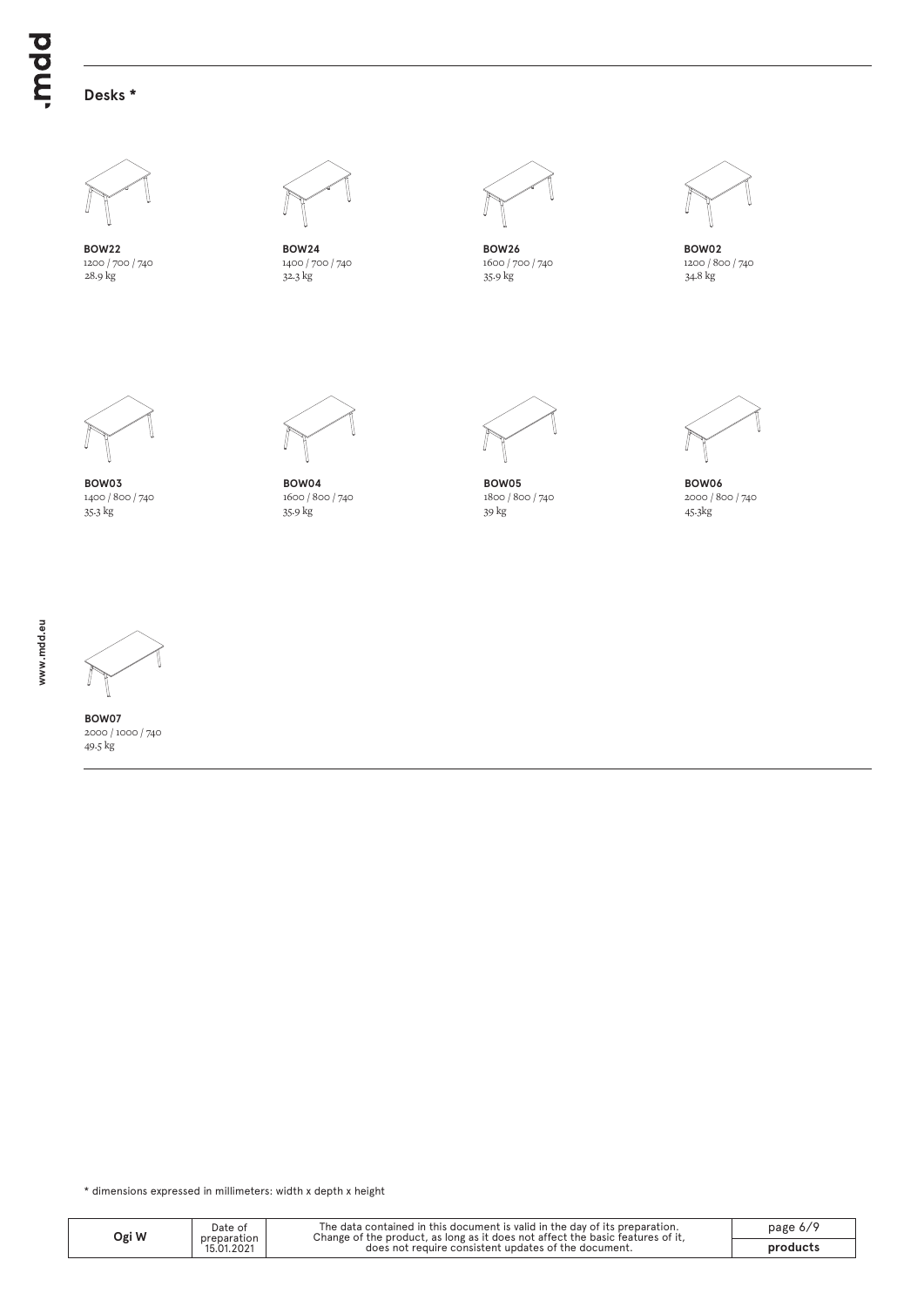## Desks *

**BOW22**
1200 / 700 / 740
28.9 kg

**BOW24**
1400 / 700 / 740
32.3 kg

**BOW26**
1600 / 700 / 740
35.9 kg

**BOW02**
1200 / 800 / 740
34.8 kg

**BOW03**
1400 / 800 / 740
35.3 kg

**BOW04**
1600 / 800 / 740
35.9 kg

**BOW05**
1800 / 800 / 740
39 kg

**BOW06**
2000 / 800 / 740
45.3kg

**BOW07**
2000 / 1000 / 740
49.5 kg

* dimensions expressed in millimeters: width x depth x height

| Ogi W | Date of preparation 15.01.2021 | The data contained in this document is valid in the day of its preparation. Change of the product, as long as it does not affect the basic features of it, does not require consistent updates of the document. | products |
| --- | --- | --- | --- |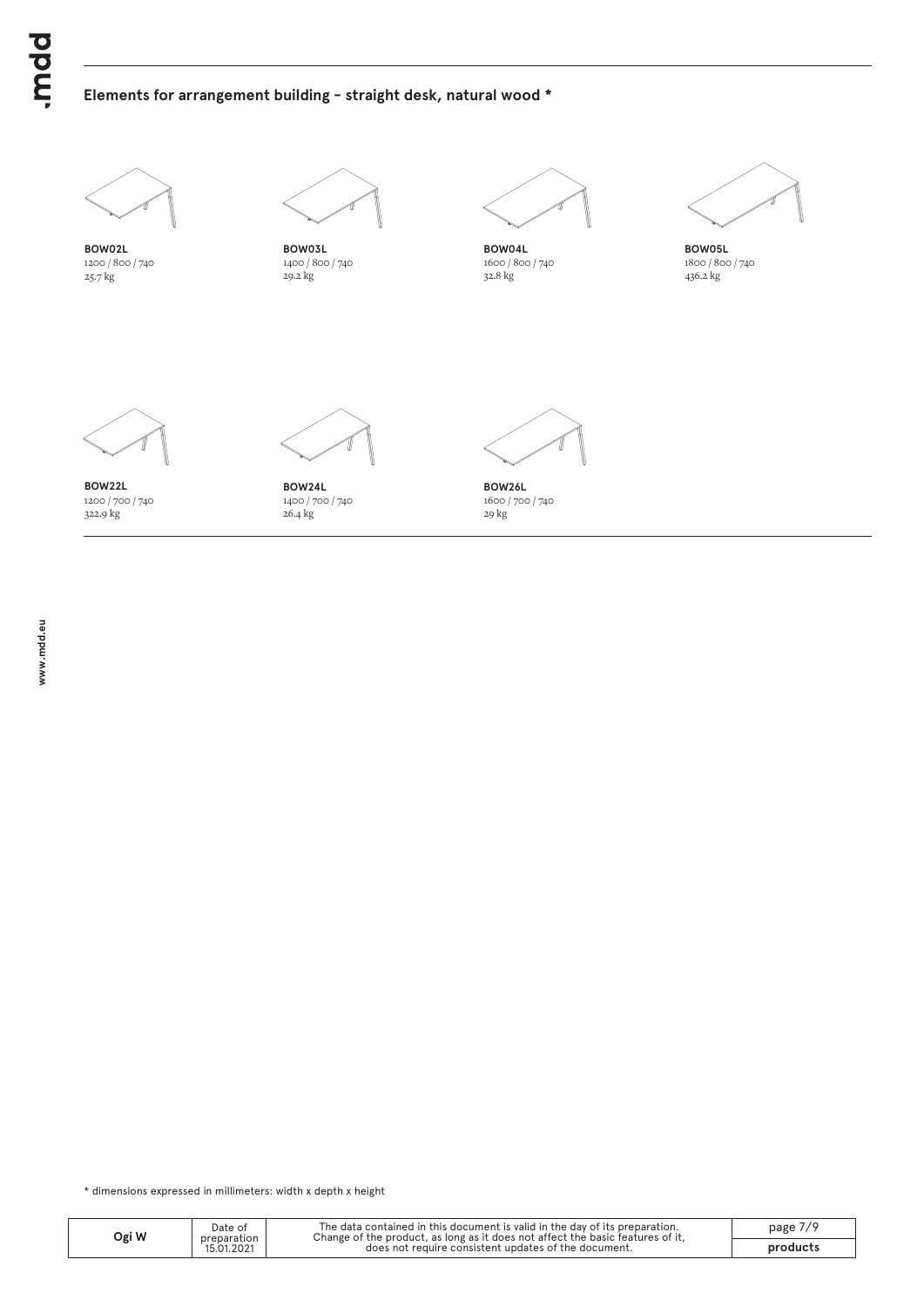## Elements for arrangement building - straight desk, natural wood *

**BOW02L**
1200 / 800 / 740
25.7 kg

**BOW03L**
1400 / 800 / 740
29.2 kg

**BOW04L**
1600 / 800 / 740
32.8 kg

**BOW05L**
1800 / 800 / 740
436.2 kg

**BOW22L**
1200 / 700 / 740
322.9 kg

**BOW24L**
1400 / 700 / 740
26.4 kg

**BOW26L**
1600 / 700 / 740
29 kg

* dimensions expressed in millimeters: width x depth x height

| Ogi W | Date of preparation 15.01.2021 | The data contained in this document is valid in the day of its preparation. Change of the product, as long as it does not affect the basic features of it, does not require consistent updates of the document. | products |
|---|---|---|---|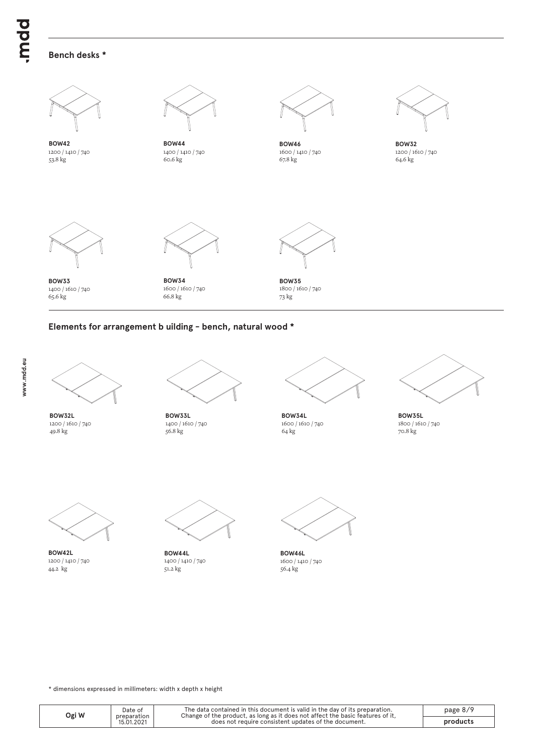## Bench desks *

**BOW42**
1200 / 1410 / 740
53.8 kg

**BOW44**
1400 / 1410 / 740
60.6 kg

**BOW46**
1600 / 1410 / 740
67.8 kg

**BOW32**
1200 / 1610 / 740
64.6 kg

**BOW33**
1400 / 1610 / 740
65.6 kg

**BOW34**
1600 / 1610 / 740
66.8 kg

**BOW35**
1800 / 1610 / 740
73 kg

## Elements for arrangement b uilding - bench, natural wood *

**BOW32L**
1200 / 1610 / 740
49.8 kg

**BOW33L**
1400 / 1610 / 740
56.8 kg

**BOW34L**
1600 / 1610 / 740
64 kg

**BOW35L**
1800 / 1610 / 740
70.8 kg

**BOW42L**
1200 / 1410 / 740
44.2 kg

**BOW44L**
1400 / 1410 / 740
51.2 kg

**BOW46L**
1600 / 1410 / 740
56.4 kg

* dimensions expressed in millimeters: width x depth x height

| Ogi W | Date of preparation 15.01.2021 | The data contained in this document is valid in the day of its preparation. Change of the product, as long as it does not affect the basic features of it, does not require consistent updates of the document. | products |
|---|---|---|---|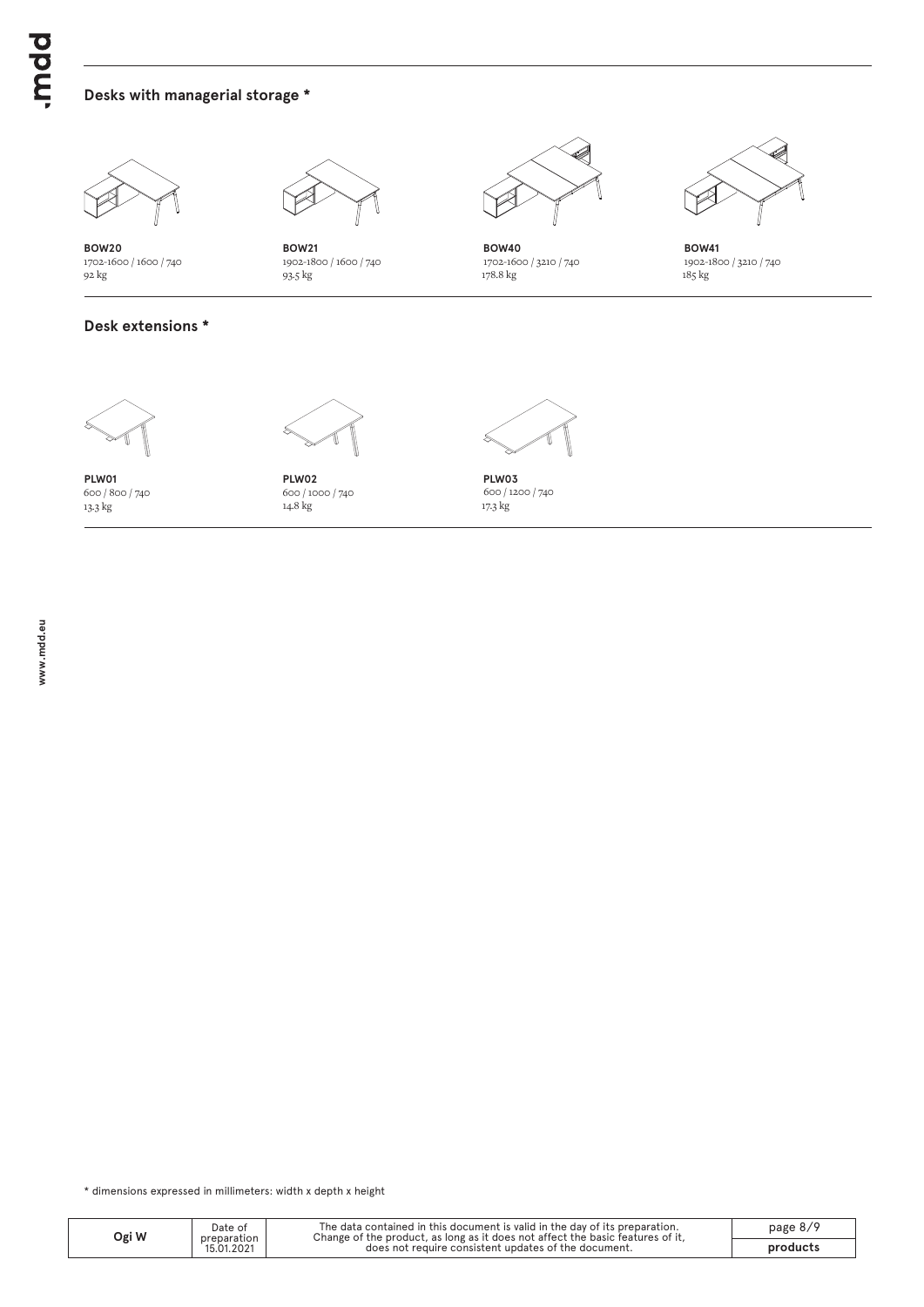## Desks with managerial storage *

**BOW20**
1702-1600 / 1600 / 740
92 kg

**BOW21**
1902-1800 / 1600 / 740
93.5 kg

**BOW40**
1702-1600 / 3210 / 740
178.8 kg

**BOW41**
1902-1800 / 3210 / 740
185 kg

## Desk extensions *

**PLW01**
600 / 800 / 740
13.3 kg

**PLW02**
600 / 1000 / 740
14.8 kg

**PLW03**
600 / 1200 / 740
17.3 kg

* dimensions expressed in millimeters: width x depth x height

| Ogi W | Date of preparation 15.01.2021 | The data contained in this document is valid in the day of its preparation. Change of the product, as long as it does not affect the basic features of it, does not require consistent updates of the document. | products |
|---|---|---|---|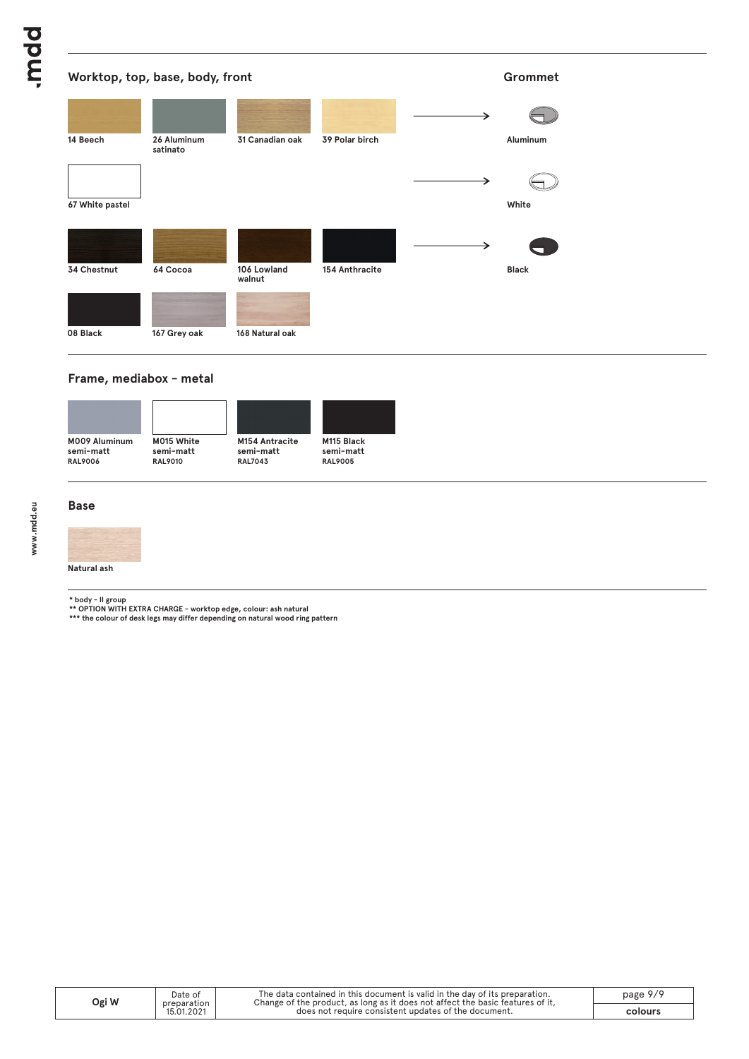## Worktop, top, base, body, front

14 Beech

26 Aluminum satinato

31 Canadian oak

39 Polar birch

67 White pastel

34 Chestnut

64 Cocoa

106 Lowland walnut

154 Anthracite

08 Black

167 Grey oak

168 Natural oak

## Grommet

Aluminum

White

Black

## Frame, mediabox - metal

M009 Aluminum semi-matt RAL9006

M015 White semi-matt RAL9010

M154 Antracite semi-matt RAL7043

M115 Black semi-matt RAL9005

## Base

Natural ash

* body - II group
** OPTION WITH EXTRA CHARGE - worktop edge, colour: ash natural
*** the colour of desk legs may differ depending on natural wood ring pattern

| | | | |
|---|---|---|---|
| Ogi W | Date of preparation 15.01.2021 | The data contained in this document is valid in the day of its preparation. Change of the product, as long as it does not affect the basic features of it, does not require consistent updates of the document. | colours |